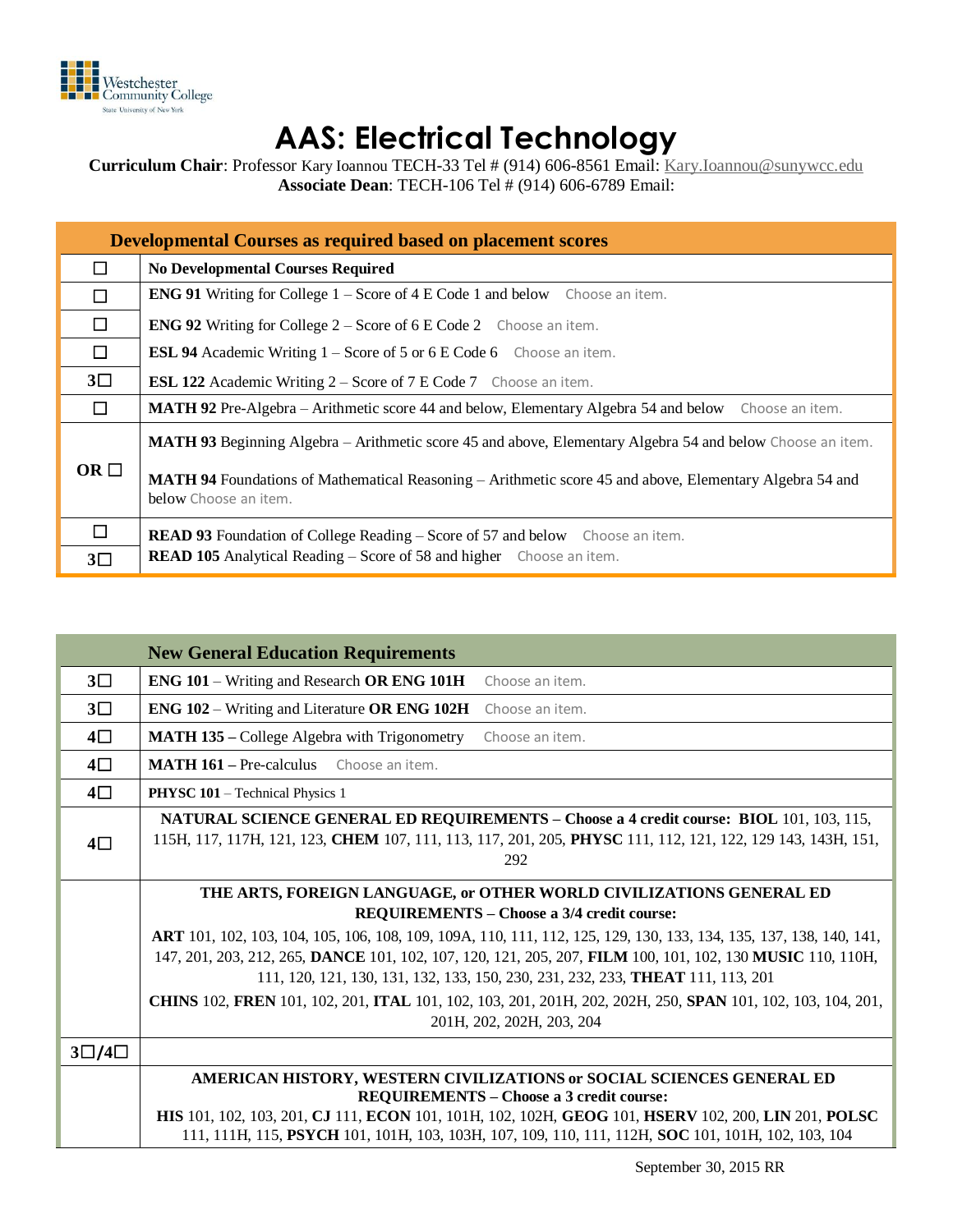# AAS: Electrical Technology

**Curriculum Chair**: Professor Kary Ioannou TECH-33 Tel # (914) 606-8561 Email: Kary.Ioannou@sunywcc.edu
**Associate Dean**: TECH-106 Tel # (914) 606-6789 Email:

| | Developmental Courses as required based on placement scores |
|---|---|
| ☐ | **No Developmental Courses Required** |
| ☐ | **ENG 91** Writing for College 1 – Score of 4 E Code 1 and below Choose an item. |
| ☐ | **ENG 92** Writing for College 2 – Score of 6 E Code 2 Choose an item. |
| ☐ | **ESL 94** Academic Writing 1 – Score of 5 or 6 E Code 6 Choose an item. |
| 3☐ | **ESL 122** Academic Writing 2 – Score of 7 E Code 7 Choose an item. |
| ☐ | **MATH 92** Pre-Algebra – Arithmetic score 44 and below, Elementary Algebra 54 and below Choose an item. |
| OR ☐ | **MATH 93** Beginning Algebra – Arithmetic score 45 and above, Elementary Algebra 54 and below Choose an item.<br><br>**MATH 94** Foundations of Mathematical Reasoning – Arithmetic score 45 and above, Elementary Algebra 54 and below Choose an item. |
| ☐ | **READ 93** Foundation of College Reading – Score of 57 and below Choose an item. |
| 3☐ | **READ 105** Analytical Reading – Score of 58 and higher Choose an item. |

| | New General Education Requirements |
|---|---|
| 3☐ | **ENG 101** – Writing and Research **OR ENG 101H** Choose an item. |
| 3☐ | **ENG 102** – Writing and Literature **OR ENG 102H** Choose an item. |
| 4☐ | **MATH 135 –** College Algebra with Trigonometry Choose an item. |
| 4☐ | **MATH 161 –** Pre-calculus Choose an item. |
| 4☐ | **PHYSC 101** – Technical Physics 1 |
| 4☐ | **NATURAL SCIENCE GENERAL ED REQUIREMENTS – Choose a 4 credit course: BIOL** 101, 103, 115, 115H, 117, 117H, 121, 123, **CHEM** 107, 111, 113, 117, 201, 205, **PHYSC** 111, 112, 121, 122, 129 143, 143H, 151, 292 |
| | **THE ARTS, FOREIGN LANGUAGE, or OTHER WORLD CIVILIZATIONS GENERAL ED REQUIREMENTS – Choose a 3/4 credit course:**<br>**ART** 101, 102, 103, 104, 105, 106, 108, 109, 109A, 110, 111, 112, 125, 129, 130, 133, 134, 135, 137, 138, 140, 141, 147, 201, 203, 212, 265, **DANCE** 101, 102, 107, 120, 121, 205, 207, **FILM** 100, 101, 102, 130 **MUSIC** 110, 110H, 111, 120, 121, 130, 131, 132, 133, 150, 230, 231, 232, 233, **THEAT** 111, 113, 201<br>**CHINS** 102, **FREN** 101, 102, 201, **ITAL** 101, 102, 103, 201, 201H, 202, 202H, 250, **SPAN** 101, 102, 103, 104, 201, 201H, 202, 202H, 203, 204 |
| 3☐/4☐ | |
| | **AMERICAN HISTORY, WESTERN CIVILIZATIONS or SOCIAL SCIENCES GENERAL ED REQUIREMENTS – Choose a 3 credit course:**<br>**HIS** 101, 102, 103, 201, **CJ** 111, **ECON** 101, 101H, 102, 102H, **GEOG** 101, **HSERV** 102, 200, **LIN** 201, **POLSC** 111, 111H, 115, **PSYCH** 101, 101H, 103, 103H, 107, 109, 110, 111, 112H, **SOC** 101, 101H, 102, 103, 104 |

September 30, 2015 RR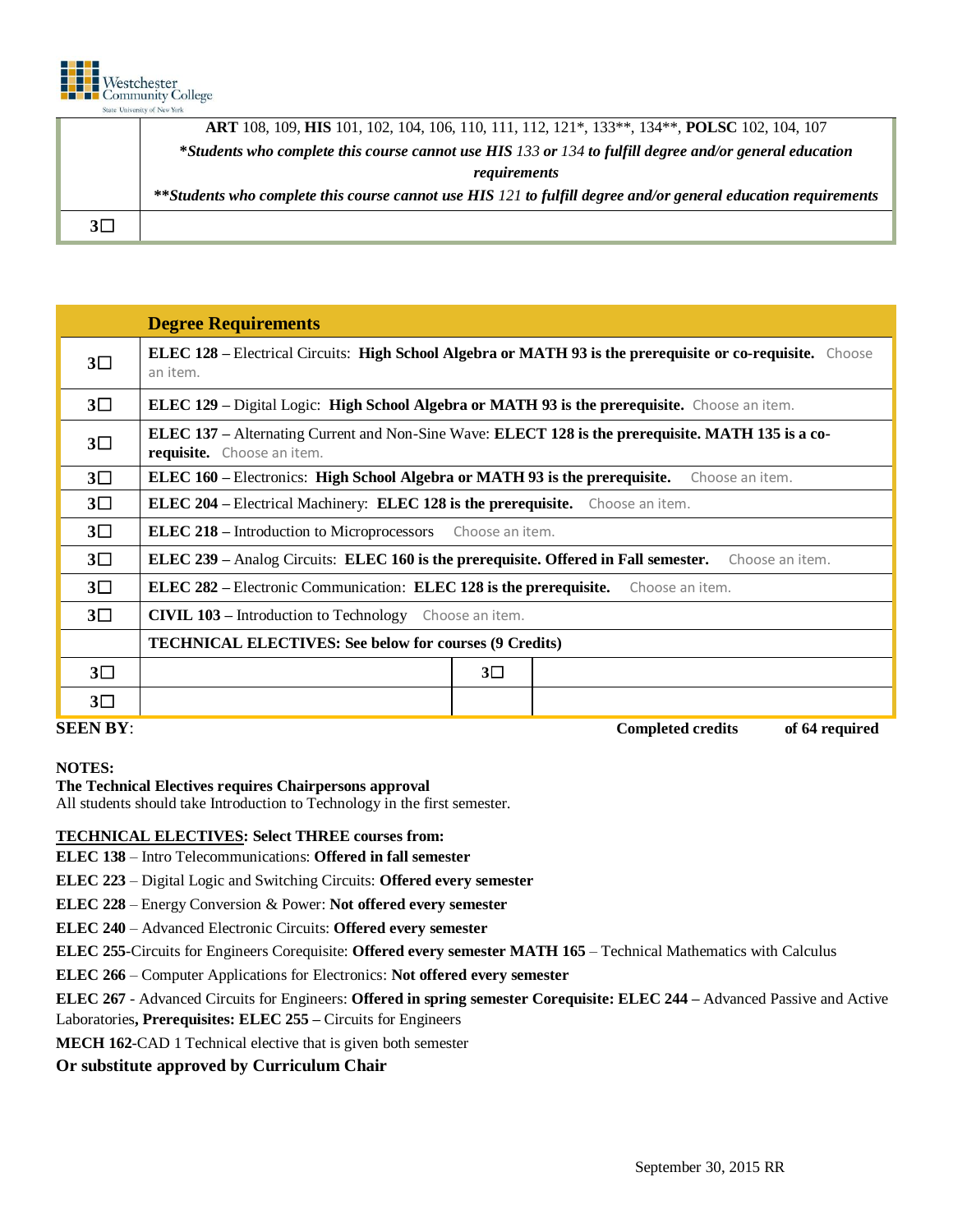| | |
|---|---|
| | **ART** 108, 109, **HIS** 101, 102, 104, 106, 110, 111, 112, 121*, 133**, 134**, **POLSC** 102, 104, 107<br>***Students who complete this course cannot use HIS** *133* **or** *134* **to fulfill degree and/or general education requirements***<br>*****Students who complete this course cannot use HIS** *121* **to fulfill degree and/or general education requirements*** |
| 3☐ | |

| | **Degree Requirements** | | |
|---|---|---|---|
| 3☐ | **ELEC 128** – Electrical Circuits: **High School Algebra or MATH 93 is the prerequisite or co-requisite.** Choose an item. | | |
| 3☐ | **ELEC 129 –** Digital Logic: **High School Algebra or MATH 93 is the prerequisite.** Choose an item. | | |
| 3☐ | **ELEC 137 –** Alternating Current and Non-Sine Wave: **ELECT 128 is the prerequisite. MATH 135 is a co-requisite.** Choose an item. | | |
| 3☐ | **ELEC 160 –** Electronics: **High School Algebra or MATH 93 is the prerequisite.** Choose an item. | | |
| 3☐ | **ELEC 204 –** Electrical Machinery: **ELEC 128 is the prerequisite.** Choose an item. | | |
| 3☐ | **ELEC 218 –** Introduction to Microprocessors Choose an item. | | |
| 3☐ | **ELEC 239 –** Analog Circuits: **ELEC 160 is the prerequisite. Offered in Fall semester.** Choose an item. | | |
| 3☐ | **ELEC 282 –** Electronic Communication: **ELEC 128 is the prerequisite.** Choose an item. | | |
| 3☐ | **CIVIL 103 –** Introduction to Technology Choose an item. | | |
| | **TECHNICAL ELECTIVES: See below for courses (9 Credits)** | | |
| 3☐ | | 3☐ | |
| 3☐ | | | |

**SEEN BY**: **Completed credits** **of 64 required**

**NOTES:**

**The Technical Electives requires Chairpersons approval**
All students should take Introduction to Technology in the first semester.

**<u>TECHNICAL ELECTIVES</u>: Select THREE courses from:**

**ELEC 138** – Intro Telecommunications: **Offered in fall semester**

**ELEC 223** – Digital Logic and Switching Circuits: **Offered every semester**

**ELEC 228** – Energy Conversion & Power: **Not offered every semester**

**ELEC 240** – Advanced Electronic Circuits: **Offered every semester**

**ELEC 255**-Circuits for Engineers Corequisite: **Offered every semester MATH 165** – Technical Mathematics with Calculus

**ELEC 266** – Computer Applications for Electronics: **Not offered every semester**

**ELEC 267** - Advanced Circuits for Engineers: **Offered in spring semester Corequisite: ELEC 244 –** Advanced Passive and Active Laboratories**, Prerequisites: ELEC 255 –** Circuits for Engineers

**MECH 162**-CAD 1 Technical elective that is given both semester

**Or substitute approved by Curriculum Chair**

September 30, 2015 RR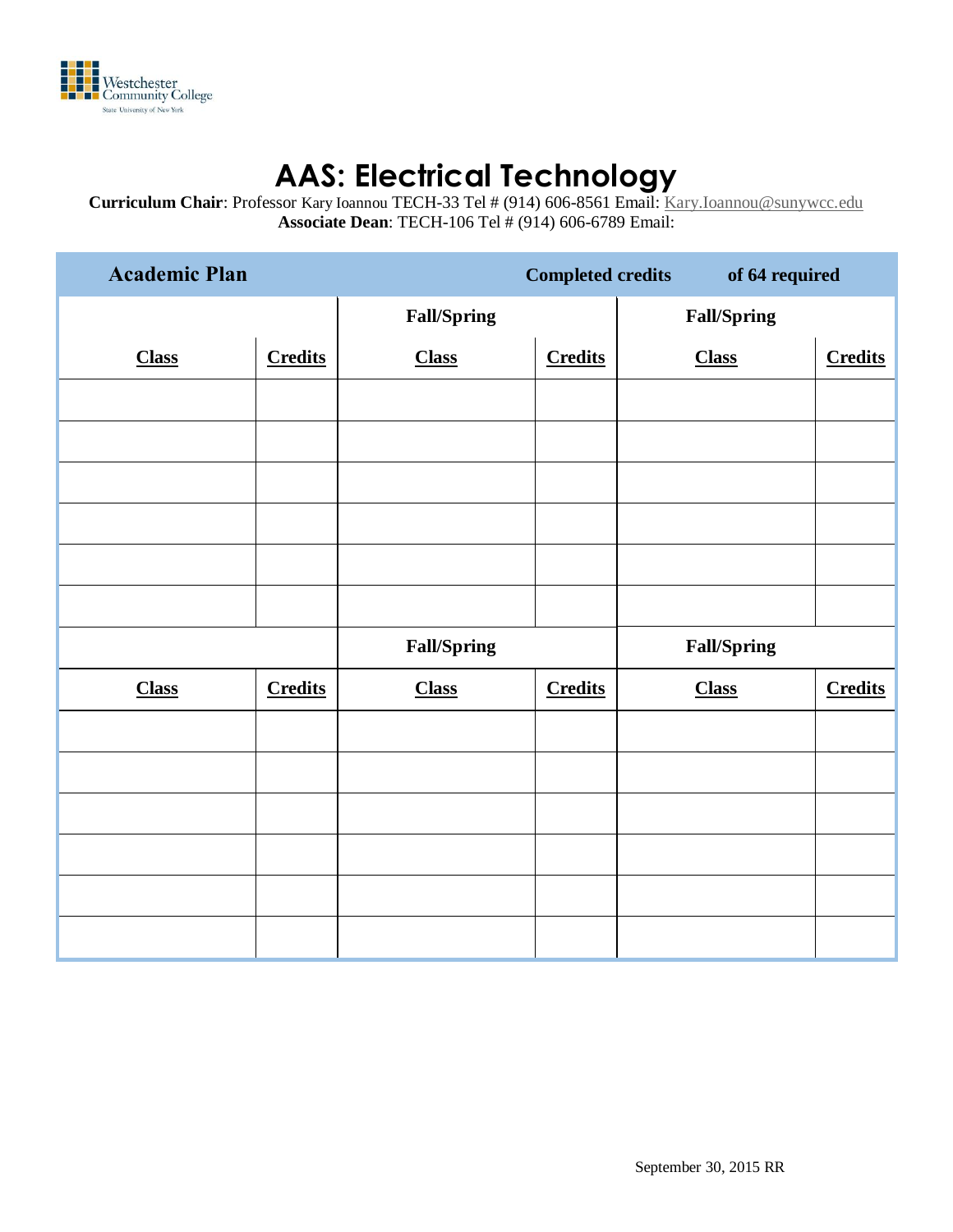# AAS: Electrical Technology

**Curriculum Chair**: Professor Kary Ioannou TECH-33 Tel # (914) 606-8561 Email: Kary.Ioannou@sunywcc.edu
**Associate Dean**: TECH-106 Tel # (914) 606-6789 Email:

| **Academic Plan** | | | **Completed credits** | **of 64 required** | |
|---|---|---|---|---|---|
| | | **Fall/Spring** | | **Fall/Spring** | |
| **Class** | **Credits** | **Class** | **Credits** | **Class** | **Credits** |
| | | | | | |
| | | | | | |
| | | | | | |
| | | | | | |
| | | | | | |
| | | | | | |
| | | **Fall/Spring** | | **Fall/Spring** | |
| **Class** | **Credits** | **Class** | **Credits** | **Class** | **Credits** |
| | | | | | |
| | | | | | |
| | | | | | |
| | | | | | |
| | | | | | |
| | | | | | |

September 30, 2015 RR